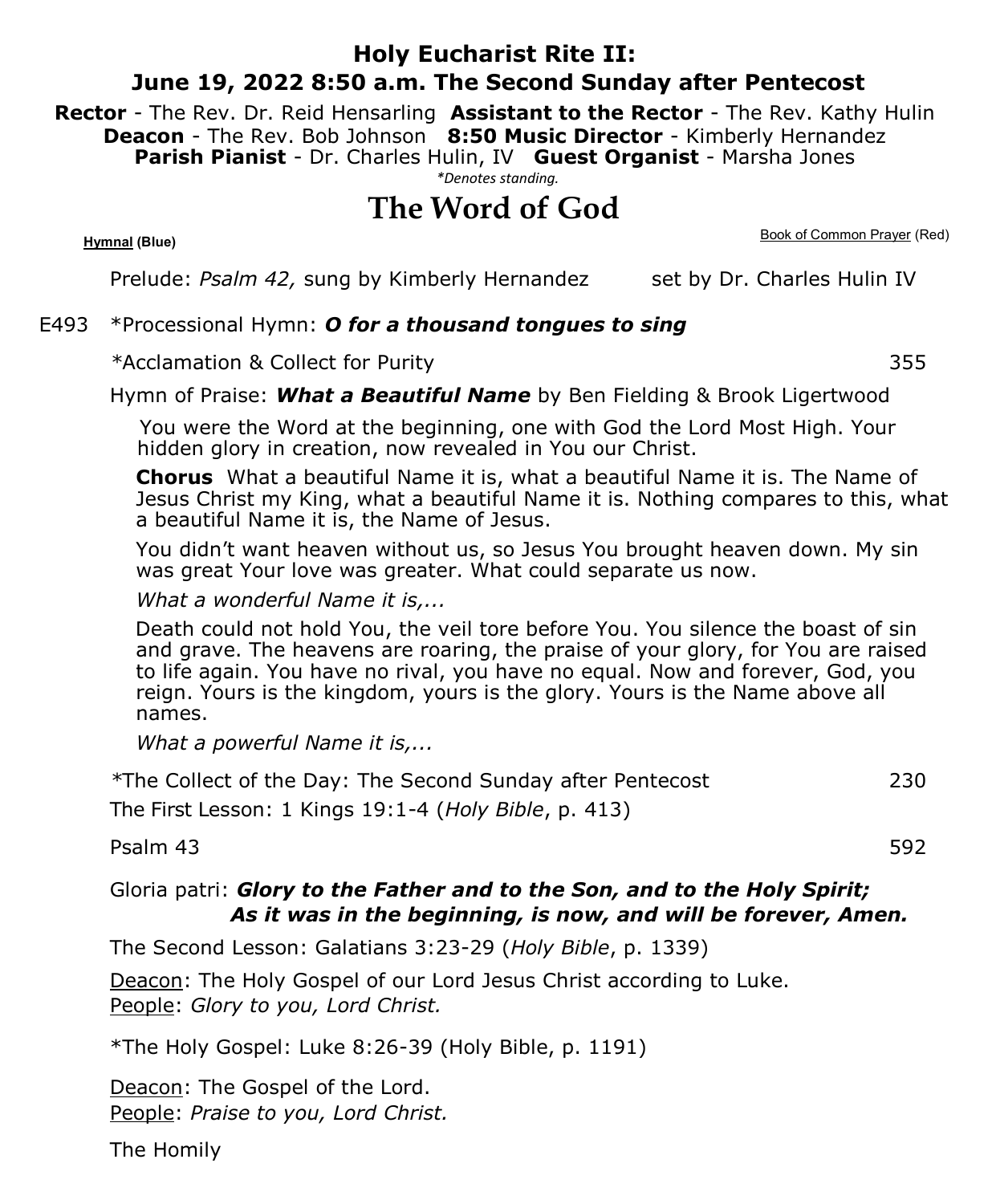# Holy Eucharist Rite II:
## June 19, 2022 8:50 a.m. The Second Sunday after Pentecost

**Rector** - The Rev. Dr. Reid Hensarling **Assistant to the Rector** - The Rev. Kathy Hulin
**Deacon** - The Rev. Bob Johnson **8:50 Music Director** - Kimberly Hernandez
**Parish Pianist** - Dr. Charles Hulin, IV **Guest Organist** - Marsha Jones

*\*Denotes standing.*

# The Word of God

**Hymnal (Blue)** — Book of Common Prayer (Red)

Prelude: *Psalm 42,* sung by Kimberly Hernandez set by Dr. Charles Hulin IV

E493 \*Processional Hymn: ***O for a thousand tongues to sing***

\*Acclamation & Collect for Purity 355

Hymn of Praise: ***What a Beautiful Name*** by Ben Fielding & Brook Ligertwood

You were the Word at the beginning, one with God the Lord Most High. Your hidden glory in creation, now revealed in You our Christ.

**Chorus** What a beautiful Name it is, what a beautiful Name it is. The Name of Jesus Christ my King, what a beautiful Name it is. Nothing compares to this, what a beautiful Name it is, the Name of Jesus.

You didn't want heaven without us, so Jesus You brought heaven down. My sin was great Your love was greater. What could separate us now.

*What a wonderful Name it is,...*

Death could not hold You, the veil tore before You. You silence the boast of sin and grave. The heavens are roaring, the praise of your glory, for You are raised to life again. You have no rival, you have no equal. Now and forever, God, you reign. Yours is the kingdom, yours is the glory. Yours is the Name above all names.

*What a powerful Name it is,...*

\*The Collect of the Day: The Second Sunday after Pentecost 230

The First Lesson: 1 Kings 19:1-4 (*Holy Bible*, p. 413)

Psalm 43 592

Gloria patri: ***Glory to the Father and to the Son, and to the Holy Spirit;***
***As it was in the beginning, is now, and will be forever, Amen.***

The Second Lesson: Galatians 3:23-29 (*Holy Bible*, p. 1339)

Deacon: The Holy Gospel of our Lord Jesus Christ according to Luke.
People: *Glory to you, Lord Christ.*

\*The Holy Gospel: Luke 8:26-39 (Holy Bible, p. 1191)

Deacon: The Gospel of the Lord.
People: *Praise to you, Lord Christ.*

The Homily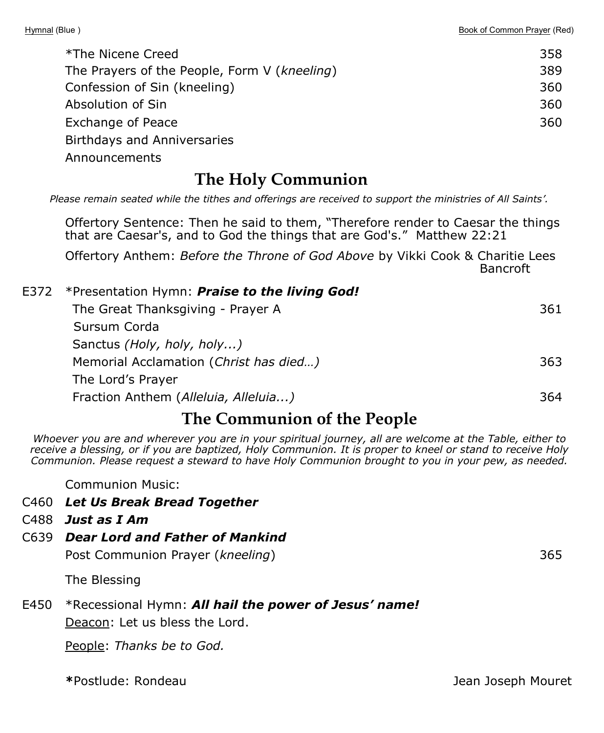Hymnal (Blue ) | Book of Common Prayer (Red)

| | | |
|---|---|---|
| | *The Nicene Creed | 358 |
| | The Prayers of the People, Form V (*kneeling*) | 389 |
| | Confession of Sin (kneeling) | 360 |
| | Absolution of Sin | 360 |
| | Exchange of Peace | 360 |
| | Birthdays and Anniversaries | |
| | Announcements | |

## The Holy Communion

*Please remain seated while the tithes and offerings are received to support the ministries of All Saints'.*

Offertory Sentence: Then he said to them, "Therefore render to Caesar the things that are Caesar's, and to God the things that are God's." Matthew 22:21

Offertory Anthem: *Before the Throne of God Above* by Vikki Cook & Charitie Lees Bancroft

| | | |
|---|---|---|
| E372 | *Presentation Hymn: ***Praise to the living God!*** | |
| | The Great Thanksgiving - Prayer A | 361 |
| | Sursum Corda | |
| | Sanctus *(Holy, holy, holy...)* | |
| | Memorial Acclamation (*Christ has died…)* | 363 |
| | The Lord's Prayer | |
| | Fraction Anthem (*Alleluia, Alleluia...)* | 364 |

## The Communion of the People

*Whoever you are and wherever you are in your spiritual journey, all are welcome at the Table, either to receive a blessing, or if you are baptized, Holy Communion. It is proper to kneel or stand to receive Holy Communion. Please request a steward to have Holy Communion brought to you in your pew, as needed.*

| | | |
|---|---|---|
| | Communion Music: | |
| C460 | ***Let Us Break Bread Together*** | |
| C488 | ***Just as I Am*** | |
| C639 | ***Dear Lord and Father of Mankind*** | |
| | Post Communion Prayer (*kneeling*) | 365 |
| | The Blessing | |
| E450 | *Recessional Hymn: ***All hail the power of Jesus' name!*** | |

Deacon: Let us bless the Lord.

People: *Thanks be to God.*

**\***Postlude: Rondeau — Jean Joseph Mouret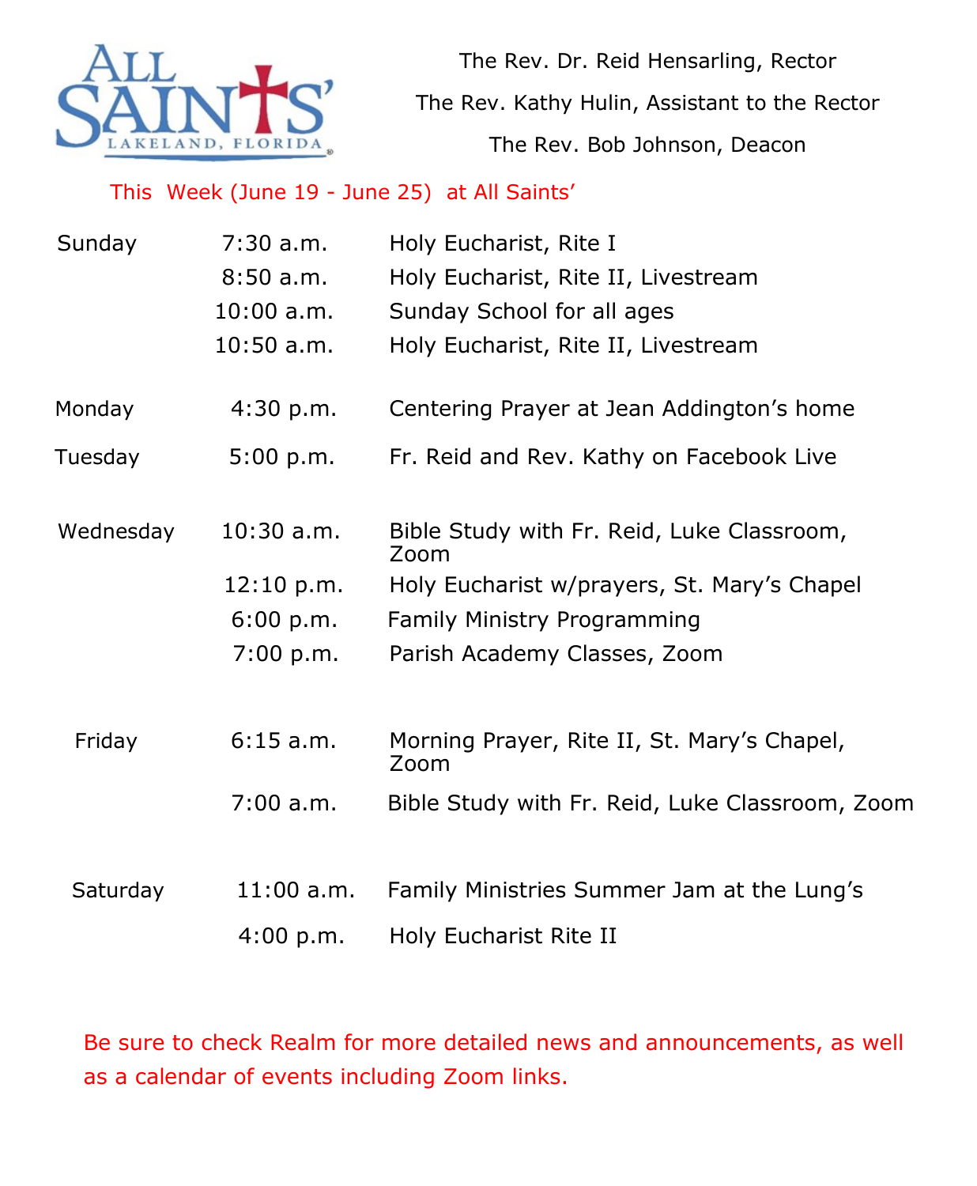ALL SAINTS' LAKELAND, FLORIDA

The Rev. Dr. Reid Hensarling, Rector

The Rev. Kathy Hulin, Assistant to the Rector

The Rev. Bob Johnson, Deacon

This Week (June 19 - June 25) at All Saints'

| | | |
|---|---|---|
| Sunday | 7:30 a.m. | Holy Eucharist, Rite I |
| | 8:50 a.m. | Holy Eucharist, Rite II, Livestream |
| | 10:00 a.m. | Sunday School for all ages |
| | 10:50 a.m. | Holy Eucharist, Rite II, Livestream |
| Monday | 4:30 p.m. | Centering Prayer at Jean Addington's home |
| Tuesday | 5:00 p.m. | Fr. Reid and Rev. Kathy on Facebook Live |
| Wednesday | 10:30 a.m. | Bible Study with Fr. Reid, Luke Classroom, Zoom |
| | 12:10 p.m. | Holy Eucharist w/prayers, St. Mary's Chapel |
| | 6:00 p.m. | Family Ministry Programming |
| | 7:00 p.m. | Parish Academy Classes, Zoom |
| Friday | 6:15 a.m. | Morning Prayer, Rite II, St. Mary's Chapel, Zoom |
| | 7:00 a.m. | Bible Study with Fr. Reid, Luke Classroom, Zoom |
| Saturday | 11:00 a.m. | Family Ministries Summer Jam at the Lung's |
| | 4:00 p.m. | Holy Eucharist Rite II |

Be sure to check Realm for more detailed news and announcements, as well as a calendar of events including Zoom links.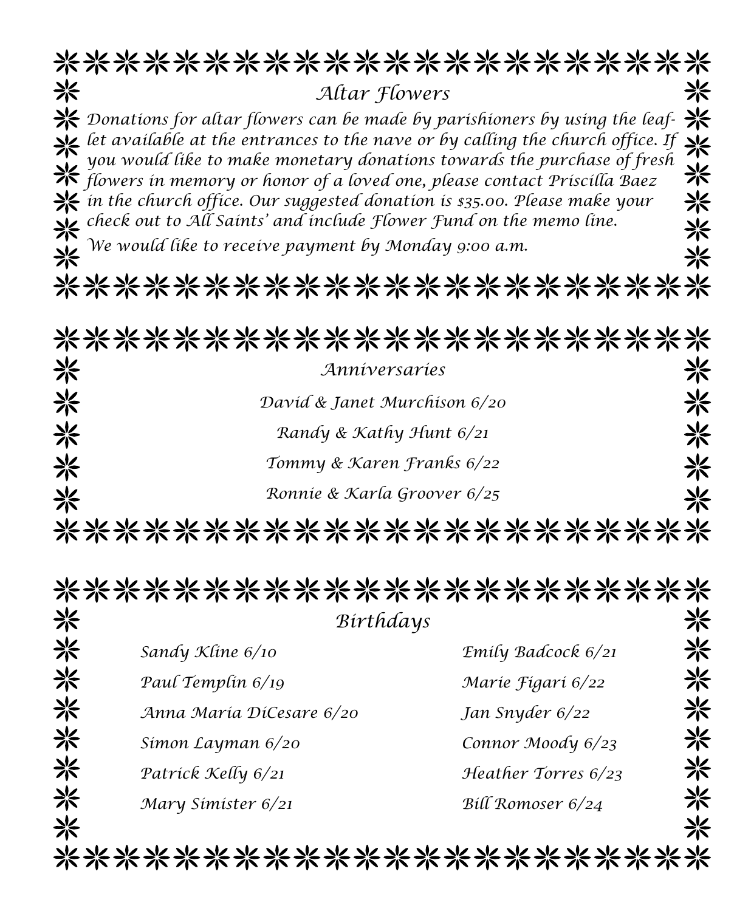## Altar Flowers

Donations for altar flowers can be made by parishioners by using the leaflet available at the entrances to the nave or by calling the church office. If you would like to make monetary donations towards the purchase of fresh flowers in memory or honor of a loved one, please contact Priscilla Baez in the church office. Our suggested donation is $35.00. Please make your check out to All Saints' and include Flower Fund on the memo line.

We would like to receive payment by Monday 9:00 a.m.

## Anniversaries

David & Janet Murchison 6/20

Randy & Kathy Hunt 6/21

Tommy & Karen Franks 6/22

Ronnie & Karla Groover 6/25

## Birthdays

Sandy Kline 6/10

Paul Templin 6/19

Anna Maria DiCesare 6/20

Simon Layman 6/20

Patrick Kelly 6/21

Mary Simister 6/21

Emily Badcock 6/21

Marie Figari 6/22

Jan Snyder 6/22

Connor Moody 6/23

Heather Torres 6/23

Bill Romoser 6/24